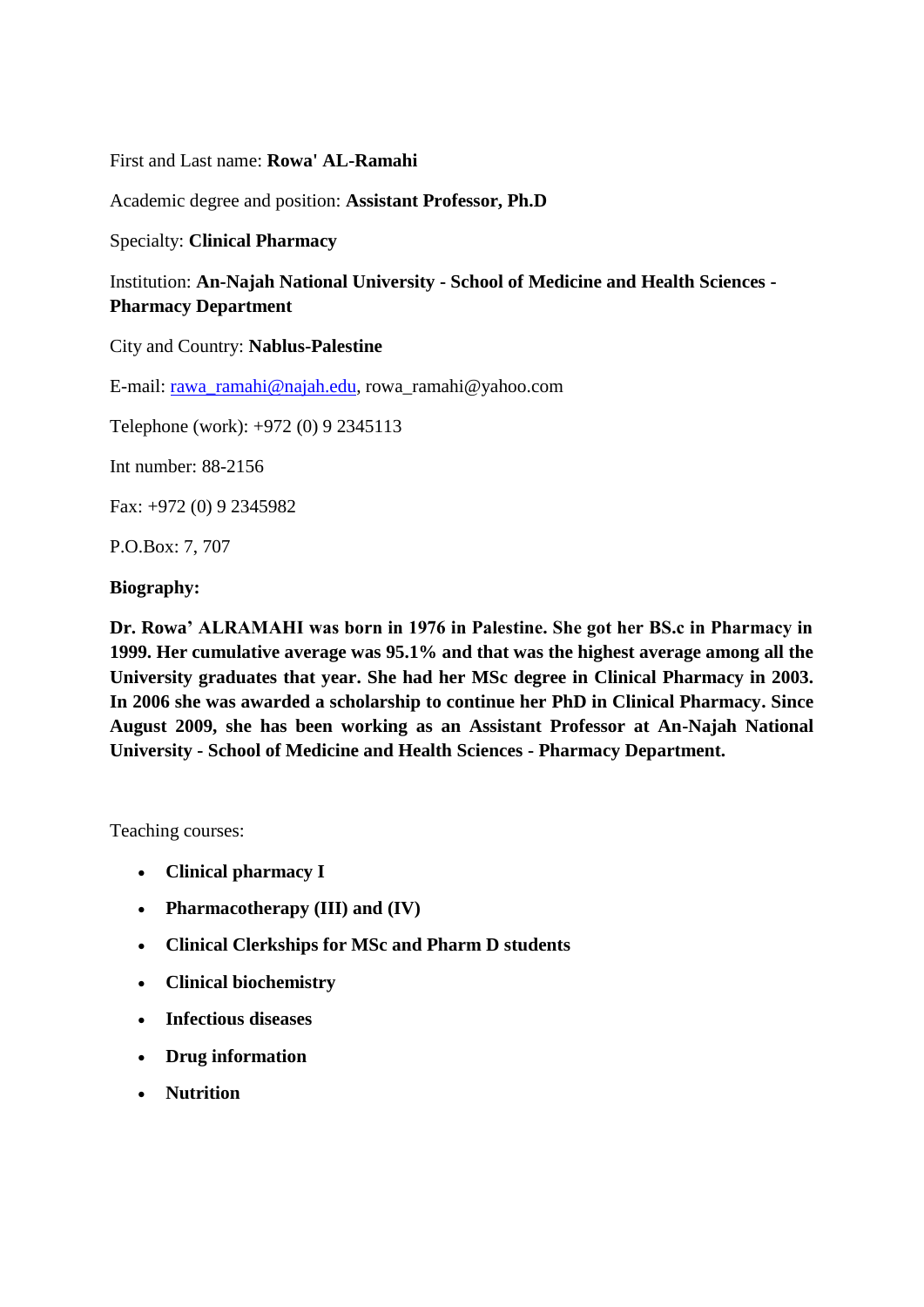First and Last name: **Rowa' AL-Ramahi**

Academic degree and position: **Assistant Professor, Ph.D**

Specialty: **Clinical Pharmacy**

Institution: **An-Najah National University - School of Medicine and Health Sciences - Pharmacy Department**

City and Country: **Nablus-Palestine**

E-mail: rawa_ramahi@najah.edu, rowa_ramahi@yahoo.com

Telephone (work): +972 (0) 9 2345113

Int number: 88-2156

Fax: +972 (0) 9 2345982

P.O.Box: 7, 707

**Biography:**

**Dr. Rowa' ALRAMAHI was born in 1976 in Palestine. She got her BS.c in Pharmacy in 1999. Her cumulative average was 95.1% and that was the highest average among all the University graduates that year. She had her MSc degree in Clinical Pharmacy in 2003. In 2006 she was awarded a scholarship to continue her PhD in Clinical Pharmacy. Since August 2009, she has been working as an Assistant Professor at An-Najah National University - School of Medicine and Health Sciences - Pharmacy Department.**

Teaching courses:

- **Clinical pharmacy I**
- **Pharmacotherapy (III) and (IV)**
- **Clinical Clerkships for MSc and Pharm D students**
- **Clinical biochemistry**
- **Infectious diseases**
- **Drug information**
- **Nutrition**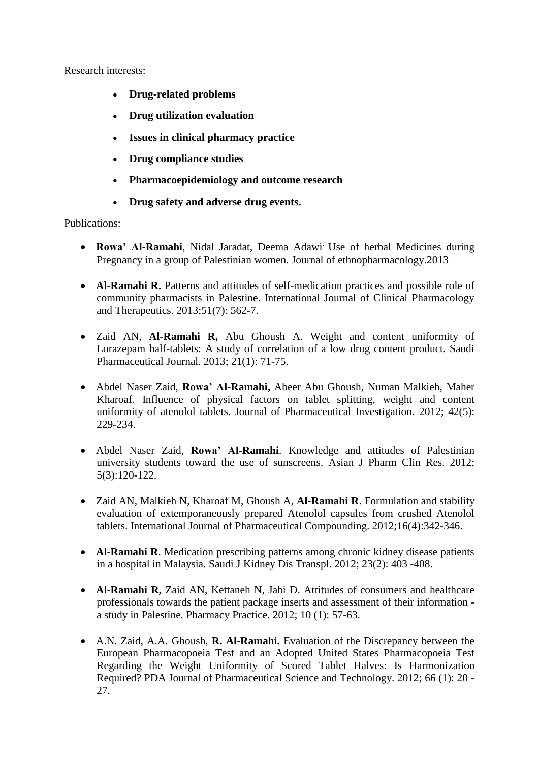Research interests:

- **Drug-related problems**
- **Drug utilization evaluation**
- **Issues in clinical pharmacy practice**
- **Drug compliance studies**
- **Pharmacoepidemiology and outcome research**
- **Drug safety and adverse drug events.**

Publications:

- **Rowa' Al-Ramahi**, Nidal Jaradat, Deema Adawi. Use of herbal Medicines during Pregnancy in a group of Palestinian women. Journal of ethnopharmacology.2013

- **Al-Ramahi R.** Patterns and attitudes of self-medication practices and possible role of community pharmacists in Palestine. International Journal of Clinical Pharmacology and Therapeutics. 2013;51(7): 562-7.

- Zaid AN, **Al-Ramahi R,** Abu Ghoush A. Weight and content uniformity of Lorazepam half-tablets: A study of correlation of a low drug content product. Saudi Pharmaceutical Journal. 2013; 21(1): 71-75.

- Abdel Naser Zaid, **Rowa' Al-Ramahi,** Abeer Abu Ghoush, Numan Malkieh, Maher Kharoaf. Influence of physical factors on tablet splitting, weight and content uniformity of atenolol tablets. Journal of Pharmaceutical Investigation. 2012; 42(5): 229-234.

- Abdel Naser Zaid, **Rowa' Al-Ramahi**. Knowledge and attitudes of Palestinian university students toward the use of sunscreens. Asian J Pharm Clin Res. 2012; 5(3):120-122.

- Zaid AN, Malkieh N, Kharoaf M, Ghoush A, **Al-Ramahi R**. Formulation and stability evaluation of extemporaneously prepared Atenolol capsules from crushed Atenolol tablets. International Journal of Pharmaceutical Compounding. 2012;16(4):342-346.

- **Al-Ramahi R**. Medication prescribing patterns among chronic kidney disease patients in a hospital in Malaysia. Saudi J Kidney Dis Transpl. 2012; 23(2): 403 -408.

- **Al-Ramahi R,** Zaid AN, Kettaneh N, Jabi D. Attitudes of consumers and healthcare professionals towards the patient package inserts and assessment of their information - a study in Palestine. Pharmacy Practice. 2012; 10 (1): 57-63.

- A.N. Zaid, A.A. Ghoush, **R. Al-Ramahi.** Evaluation of the Discrepancy between the European Pharmacopoeia Test and an Adopted United States Pharmacopoeia Test Regarding the Weight Uniformity of Scored Tablet Halves: Is Harmonization Required? PDA Journal of Pharmaceutical Science and Technology. 2012; 66 (1): 20 - 27.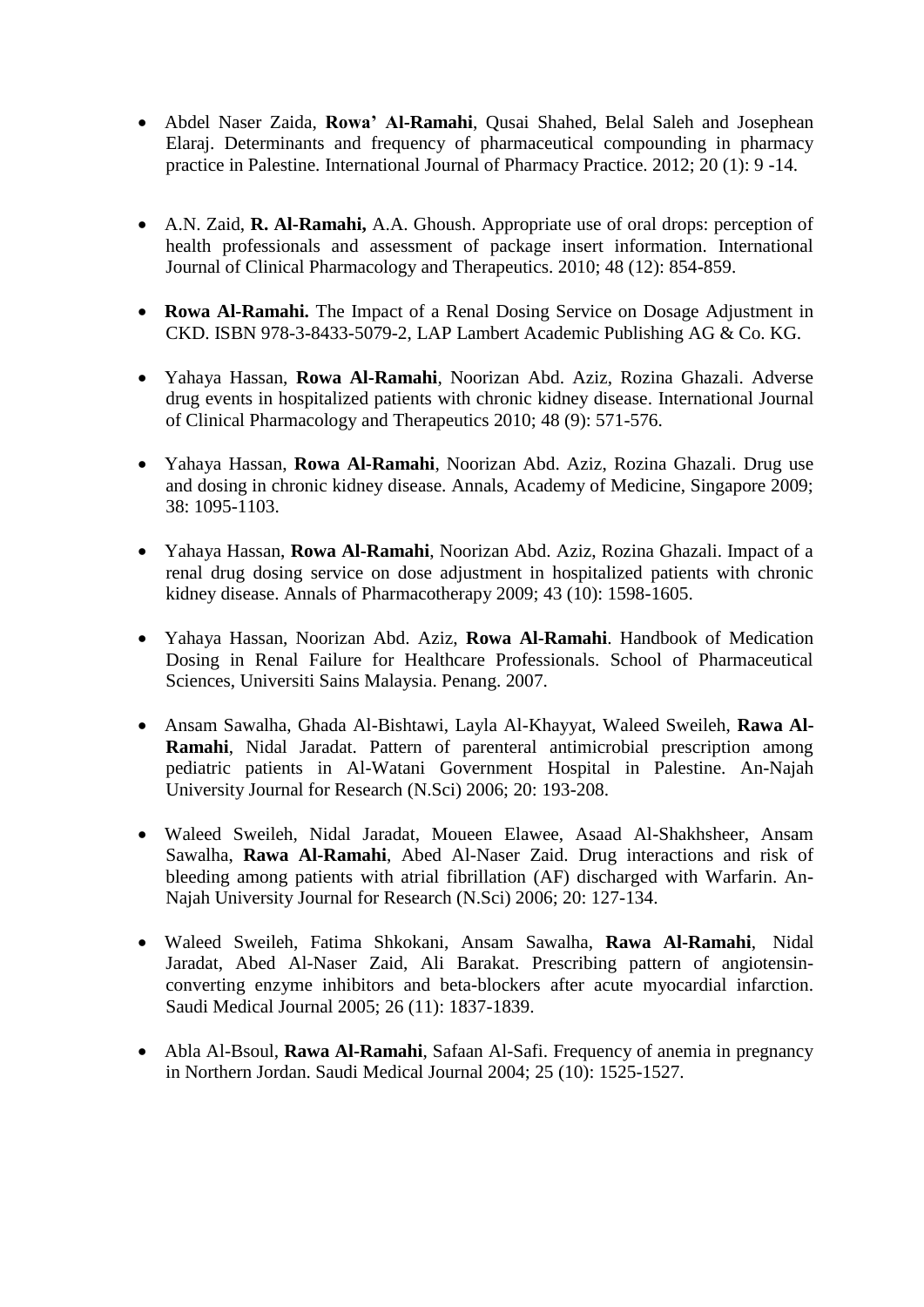- Abdel Naser Zaida, **Rowa' Al-Ramahi**, Qusai Shahed, Belal Saleh and Josephean Elaraj. Determinants and frequency of pharmaceutical compounding in pharmacy practice in Palestine. International Journal of Pharmacy Practice. 2012; 20 (1): 9 -14.

- A.N. Zaid, **R. Al-Ramahi,** A.A. Ghoush. Appropriate use of oral drops: perception of health professionals and assessment of package insert information. International Journal of Clinical Pharmacology and Therapeutics. 2010; 48 (12): 854-859.

- **Rowa Al-Ramahi.** The Impact of a Renal Dosing Service on Dosage Adjustment in CKD. ISBN 978-3-8433-5079-2, LAP Lambert Academic Publishing AG & Co. KG.

- Yahaya Hassan, **Rowa Al-Ramahi**, Noorizan Abd. Aziz, Rozina Ghazali. Adverse drug events in hospitalized patients with chronic kidney disease. International Journal of Clinical Pharmacology and Therapeutics 2010; 48 (9): 571-576.

- Yahaya Hassan, **Rowa Al-Ramahi**, Noorizan Abd. Aziz, Rozina Ghazali. Drug use and dosing in chronic kidney disease. Annals, Academy of Medicine, Singapore 2009; 38: 1095-1103.

- Yahaya Hassan, **Rowa Al-Ramahi**, Noorizan Abd. Aziz, Rozina Ghazali. Impact of a renal drug dosing service on dose adjustment in hospitalized patients with chronic kidney disease. Annals of Pharmacotherapy 2009; 43 (10): 1598-1605.

- Yahaya Hassan, Noorizan Abd. Aziz, **Rowa Al-Ramahi**. Handbook of Medication Dosing in Renal Failure for Healthcare Professionals. School of Pharmaceutical Sciences, Universiti Sains Malaysia. Penang. 2007.

- Ansam Sawalha, Ghada Al-Bishtawi, Layla Al-Khayyat, Waleed Sweileh, **Rawa Al-Ramahi**, Nidal Jaradat. Pattern of parenteral antimicrobial prescription among pediatric patients in Al-Watani Government Hospital in Palestine. An-Najah University Journal for Research (N.Sci) 2006; 20: 193-208.

- Waleed Sweileh, Nidal Jaradat, Moueen Elawee, Asaad Al-Shakhsheer, Ansam Sawalha, **Rawa Al-Ramahi**, Abed Al-Naser Zaid. Drug interactions and risk of bleeding among patients with atrial fibrillation (AF) discharged with Warfarin. An-Najah University Journal for Research (N.Sci) 2006; 20: 127-134.

- Waleed Sweileh, Fatima Shkokani, Ansam Sawalha, **Rawa Al-Ramahi**, Nidal Jaradat, Abed Al-Naser Zaid, Ali Barakat. Prescribing pattern of angiotensin-converting enzyme inhibitors and beta-blockers after acute myocardial infarction. Saudi Medical Journal 2005; 26 (11): 1837-1839.

- Abla Al-Bsoul, **Rawa Al-Ramahi**, Safaan Al-Safi. Frequency of anemia in pregnancy in Northern Jordan. Saudi Medical Journal 2004; 25 (10): 1525-1527.